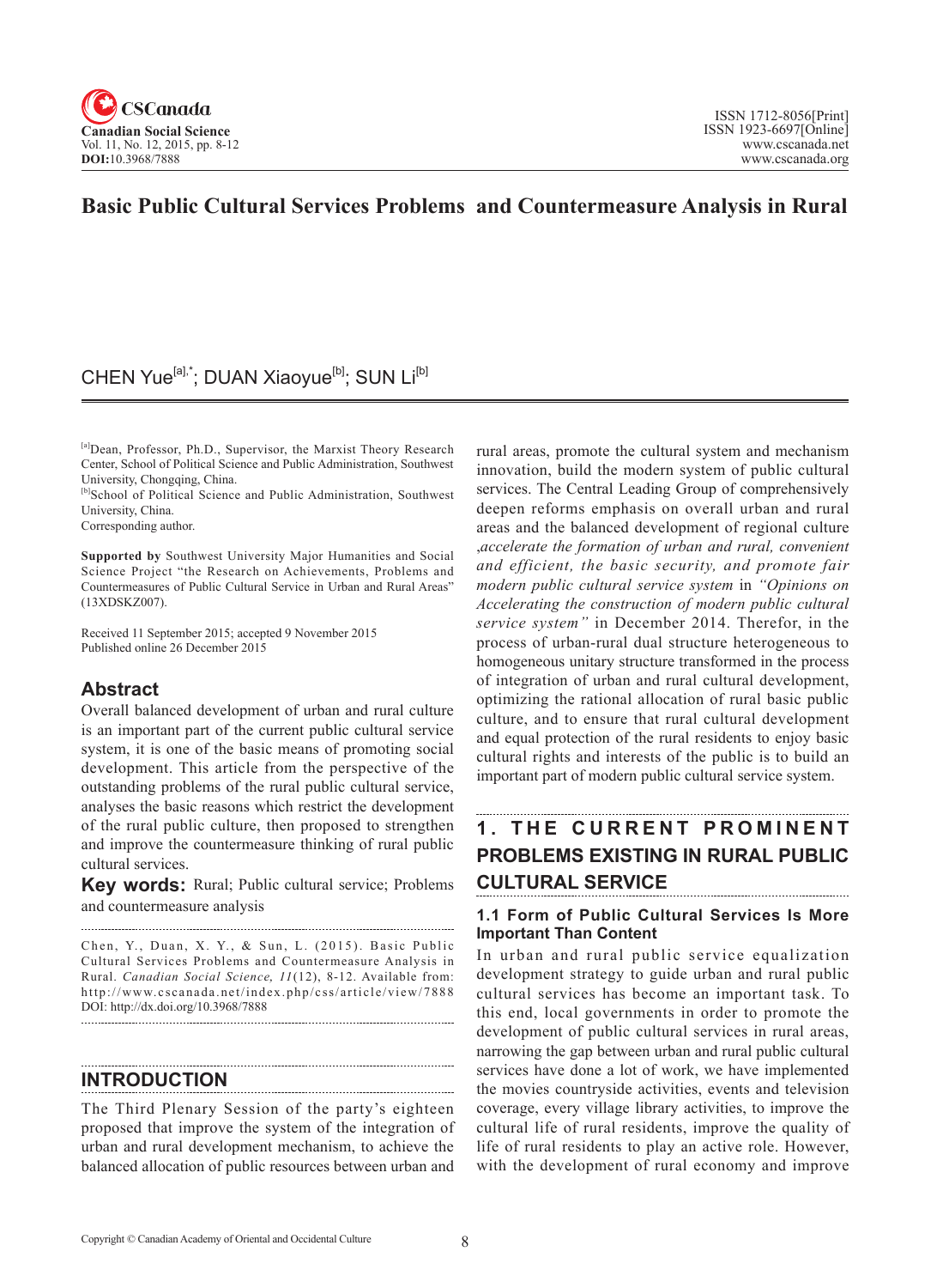# Basic Public Cultural Services Problems and Countermeasure Analysis in Rural

CHEN Yue[a],*; DUAN Xiaoyue[b]; SUN Li[b]

[a]Dean, Professor, Ph.D., Supervisor, the Marxist Theory Research Center, School of Political Science and Public Administration, Southwest University, Chongqing, China.

[b]School of Political Science and Public Administration, Southwest University, China.

Corresponding author.

**Supported by** Southwest University Major Humanities and Social Science Project "the Research on Achievements, Problems and Countermeasures of Public Cultural Service in Urban and Rural Areas" (13XDSKZ007).

Received 11 September 2015; accepted 9 November 2015
Published online 26 December 2015

## Abstract

Overall balanced development of urban and rural culture is an important part of the current public cultural service system, it is one of the basic means of promoting social development. This article from the perspective of the outstanding problems of the rural public cultural service, analyses the basic reasons which restrict the development of the rural public culture, then proposed to strengthen and improve the countermeasure thinking of rural public cultural services.

**Key words:** Rural; Public cultural service; Problems and countermeasure analysis

Chen, Y., Duan, X. Y., & Sun, L. (2015). Basic Public Cultural Services Problems and Countermeasure Analysis in Rural. *Canadian Social Science, 11*(12), 8-12. Available from: http://www.cscanada.net/index.php/css/article/view/7888 DOI: http://dx.doi.org/10.3968/7888

## INTRODUCTION

The Third Plenary Session of the party's eighteen proposed that improve the system of the integration of urban and rural development mechanism, to achieve the balanced allocation of public resources between urban and rural areas, promote the cultural system and mechanism innovation, build the modern system of public cultural services. The Central Leading Group of comprehensively deepen reforms emphasis on overall urban and rural areas and the balanced development of regional culture ,*accelerate the formation of urban and rural, convenient and efficient, the basic security, and promote fair modern public cultural service system* in *"Opinions on Accelerating the construction of modern public cultural service system"* in December 2014. Therefor, in the process of urban-rural dual structure heterogeneous to homogeneous unitary structure transformed in the process of integration of urban and rural cultural development, optimizing the rational allocation of rural basic public culture, and to ensure that rural cultural development and equal protection of the rural residents to enjoy basic cultural rights and interests of the public is to build an important part of modern public cultural service system.

## 1. THE CURRENT PROMINENT PROBLEMS EXISTING IN RURAL PUBLIC CULTURAL SERVICE

### 1.1 Form of Public Cultural Services Is More Important Than Content

In urban and rural public service equalization development strategy to guide urban and rural public cultural services has become an important task. To this end, local governments in order to promote the development of public cultural services in rural areas, narrowing the gap between urban and rural public cultural services have done a lot of work, we have implemented the movies countryside activities, events and television coverage, every village library activities, to improve the cultural life of rural residents, improve the quality of life of rural residents to play an active role. However, with the development of rural economy and improve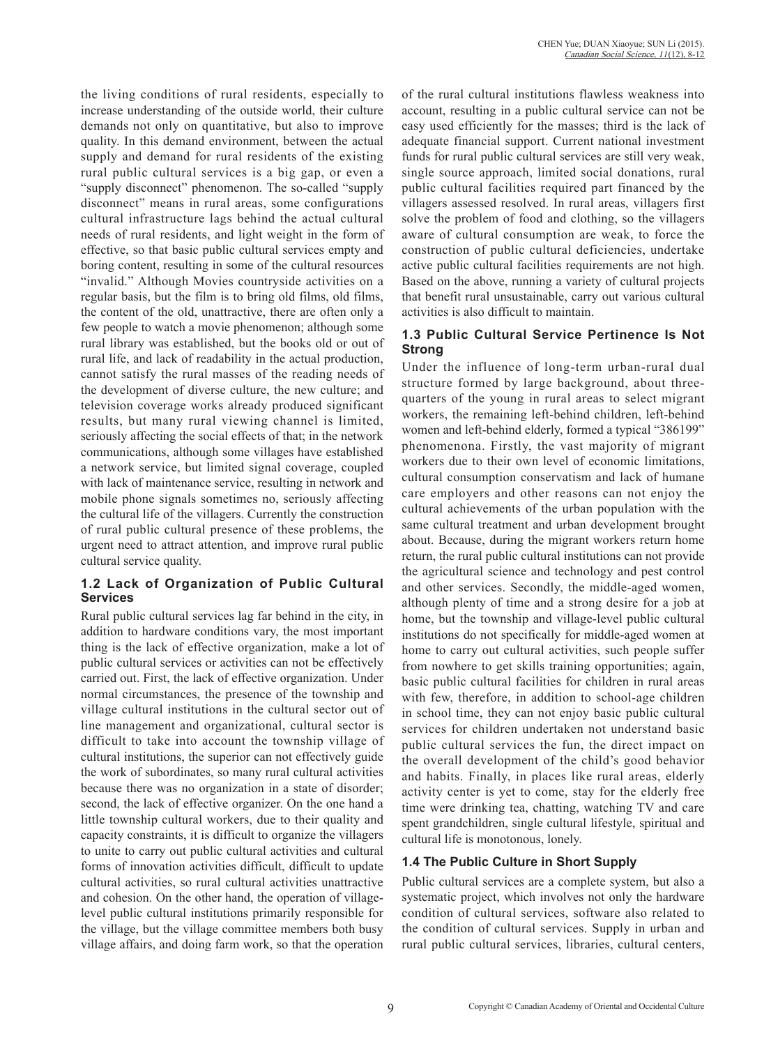the living conditions of rural residents, especially to increase understanding of the outside world, their culture demands not only on quantitative, but also to improve quality. In this demand environment, between the actual supply and demand for rural residents of the existing rural public cultural services is a big gap, or even a "supply disconnect" phenomenon. The so-called "supply disconnect" means in rural areas, some configurations cultural infrastructure lags behind the actual cultural needs of rural residents, and light weight in the form of effective, so that basic public cultural services empty and boring content, resulting in some of the cultural resources "invalid." Although Movies countryside activities on a regular basis, but the film is to bring old films, old films, the content of the old, unattractive, there are often only a few people to watch a movie phenomenon; although some rural library was established, but the books old or out of rural life, and lack of readability in the actual production, cannot satisfy the rural masses of the reading needs of the development of diverse culture, the new culture; and television coverage works already produced significant results, but many rural viewing channel is limited, seriously affecting the social effects of that; in the network communications, although some villages have established a network service, but limited signal coverage, coupled with lack of maintenance service, resulting in network and mobile phone signals sometimes no, seriously affecting the cultural life of the villagers. Currently the construction of rural public cultural presence of these problems, the urgent need to attract attention, and improve rural public cultural service quality.

### 1.2 Lack of Organization of Public Cultural Services

Rural public cultural services lag far behind in the city, in addition to hardware conditions vary, the most important thing is the lack of effective organization, make a lot of public cultural services or activities can not be effectively carried out. First, the lack of effective organization. Under normal circumstances, the presence of the township and village cultural institutions in the cultural sector out of line management and organizational, cultural sector is difficult to take into account the township village of cultural institutions, the superior can not effectively guide the work of subordinates, so many rural cultural activities because there was no organization in a state of disorder; second, the lack of effective organizer. On the one hand a little township cultural workers, due to their quality and capacity constraints, it is difficult to organize the villagers to unite to carry out public cultural activities and cultural forms of innovation activities difficult, difficult to update cultural activities, so rural cultural activities unattractive and cohesion. On the other hand, the operation of village-level public cultural institutions primarily responsible for the village, but the village committee members both busy village affairs, and doing farm work, so that the operation of the rural cultural institutions flawless weakness into account, resulting in a public cultural service can not be easy used efficiently for the masses; third is the lack of adequate financial support. Current national investment funds for rural public cultural services are still very weak, single source approach, limited social donations, rural public cultural facilities required part financed by the villagers assessed resolved. In rural areas, villagers first solve the problem of food and clothing, so the villagers aware of cultural consumption are weak, to force the construction of public cultural deficiencies, undertake active public cultural facilities requirements are not high. Based on the above, running a variety of cultural projects that benefit rural unsustainable, carry out various cultural activities is also difficult to maintain.

### 1.3 Public Cultural Service Pertinence Is Not Strong

Under the influence of long-term urban-rural dual structure formed by large background, about three-quarters of the young in rural areas to select migrant workers, the remaining left-behind children, left-behind women and left-behind elderly, formed a typical "386199" phenomenona. Firstly, the vast majority of migrant workers due to their own level of economic limitations, cultural consumption conservatism and lack of humane care employers and other reasons can not enjoy the cultural achievements of the urban population with the same cultural treatment and urban development brought about. Because, during the migrant workers return home return, the rural public cultural institutions can not provide the agricultural science and technology and pest control and other services. Secondly, the middle-aged women, although plenty of time and a strong desire for a job at home, but the township and village-level public cultural institutions do not specifically for middle-aged women at home to carry out cultural activities, such people suffer from nowhere to get skills training opportunities; again, basic public cultural facilities for children in rural areas with few, therefore, in addition to school-age children in school time, they can not enjoy basic public cultural services for children undertaken not understand basic public cultural services the fun, the direct impact on the overall development of the child's good behavior and habits. Finally, in places like rural areas, elderly activity center is yet to come, stay for the elderly free time were drinking tea, chatting, watching TV and care spent grandchildren, single cultural lifestyle, spiritual and cultural life is monotonous, lonely.

### 1.4 The Public Culture in Short Supply

Public cultural services are a complete system, but also a systematic project, which involves not only the hardware condition of cultural services, software also related to the condition of cultural services. Supply in urban and rural public cultural services, libraries, cultural centers,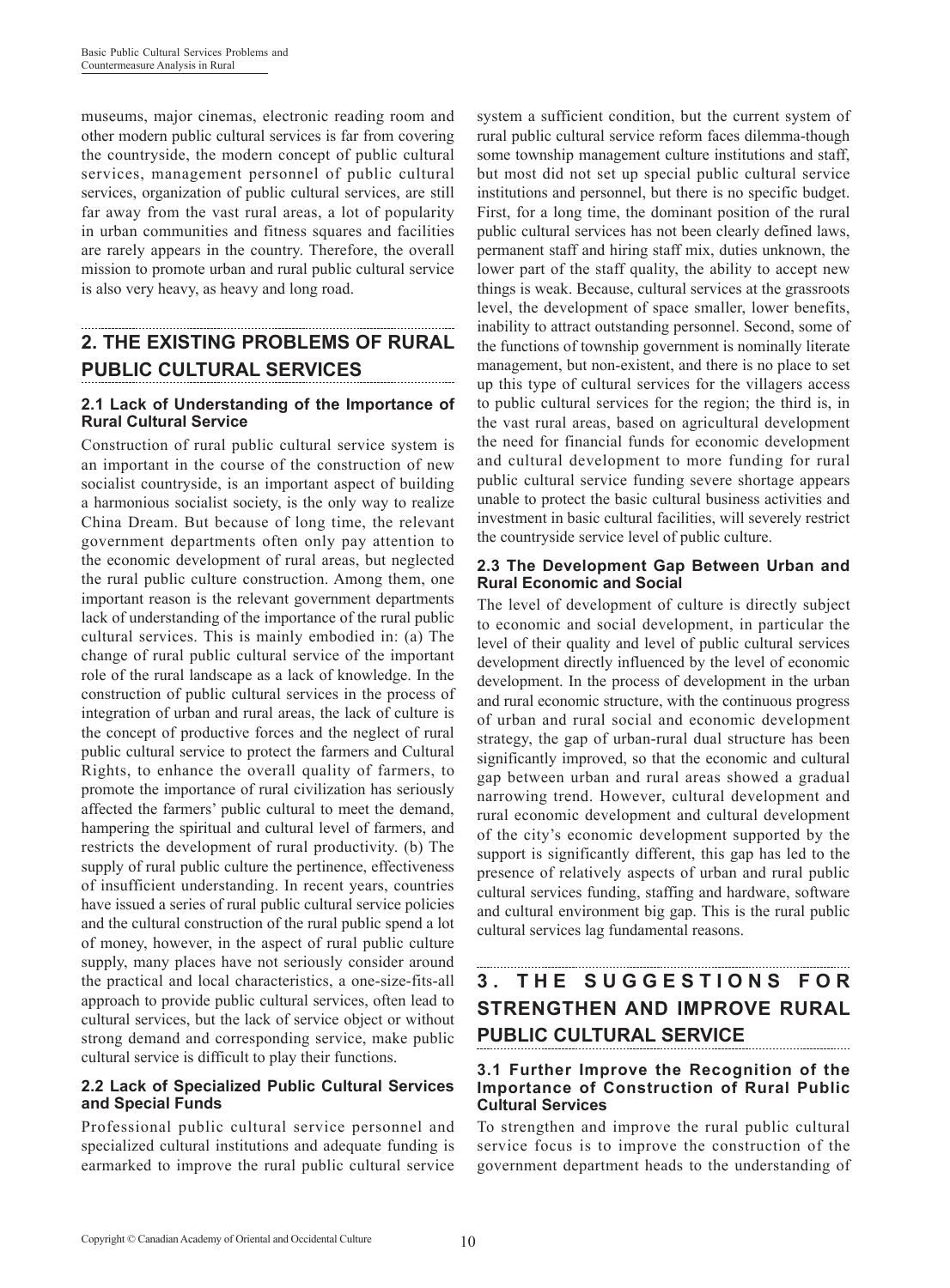museums, major cinemas, electronic reading room and other modern public cultural services is far from covering the countryside, the modern concept of public cultural services, management personnel of public cultural services, organization of public cultural services, are still far away from the vast rural areas, a lot of popularity in urban communities and fitness squares and facilities are rarely appears in the country. Therefore, the overall mission to promote urban and rural public cultural service is also very heavy, as heavy and long road.

## 2. THE EXISTING PROBLEMS OF RURAL PUBLIC CULTURAL SERVICES

### 2.1 Lack of Understanding of the Importance of Rural Cultural Service

Construction of rural public cultural service system is an important in the course of the construction of new socialist countryside, is an important aspect of building a harmonious socialist society, is the only way to realize China Dream. But because of long time, the relevant government departments often only pay attention to the economic development of rural areas, but neglected the rural public culture construction. Among them, one important reason is the relevant government departments lack of understanding of the importance of the rural public cultural services. This is mainly embodied in: (a) The change of rural public cultural service of the important role of the rural landscape as a lack of knowledge. In the construction of public cultural services in the process of integration of urban and rural areas, the lack of culture is the concept of productive forces and the neglect of rural public cultural service to protect the farmers and Cultural Rights, to enhance the overall quality of farmers, to promote the importance of rural civilization has seriously affected the farmers' public cultural to meet the demand, hampering the spiritual and cultural level of farmers, and restricts the development of rural productivity. (b) The supply of rural public culture the pertinence, effectiveness of insufficient understanding. In recent years, countries have issued a series of rural public cultural service policies and the cultural construction of the rural public spend a lot of money, however, in the aspect of rural public culture supply, many places have not seriously consider around the practical and local characteristics, a one-size-fits-all approach to provide public cultural services, often lead to cultural services, but the lack of service object or without strong demand and corresponding service, make public cultural service is difficult to play their functions.

### 2.2 Lack of Specialized Public Cultural Services and Special Funds

Professional public cultural service personnel and specialized cultural institutions and adequate funding is earmarked to improve the rural public cultural service system a sufficient condition, but the current system of rural public cultural service reform faces dilemma-though some township management culture institutions and staff, but most did not set up special public cultural service institutions and personnel, but there is no specific budget. First, for a long time, the dominant position of the rural public cultural services has not been clearly defined laws, permanent staff and hiring staff mix, duties unknown, the lower part of the staff quality, the ability to accept new things is weak. Because, cultural services at the grassroots level, the development of space smaller, lower benefits, inability to attract outstanding personnel. Second, some of the functions of township government is nominally literate management, but non-existent, and there is no place to set up this type of cultural services for the villagers access to public cultural services for the region; the third is, in the vast rural areas, based on agricultural development the need for financial funds for economic development and cultural development to more funding for rural public cultural service funding severe shortage appears unable to protect the basic cultural business activities and investment in basic cultural facilities, will severely restrict the countryside service level of public culture.

### 2.3 The Development Gap Between Urban and Rural Economic and Social

The level of development of culture is directly subject to economic and social development, in particular the level of their quality and level of public cultural services development directly influenced by the level of economic development. In the process of development in the urban and rural economic structure, with the continuous progress of urban and rural social and economic development strategy, the gap of urban-rural dual structure has been significantly improved, so that the economic and cultural gap between urban and rural areas showed a gradual narrowing trend. However, cultural development and rural economic development and cultural development of the city's economic development supported by the support is significantly different, this gap has led to the presence of relatively aspects of urban and rural public cultural services funding, staffing and hardware, software and cultural environment big gap. This is the rural public cultural services lag fundamental reasons.

## 3. THE SUGGESTIONS FOR STRENGTHEN AND IMPROVE RURAL PUBLIC CULTURAL SERVICE

### 3.1 Further Improve the Recognition of the Importance of Construction of Rural Public Cultural Services

To strengthen and improve the rural public cultural service focus is to improve the construction of the government department heads to the understanding of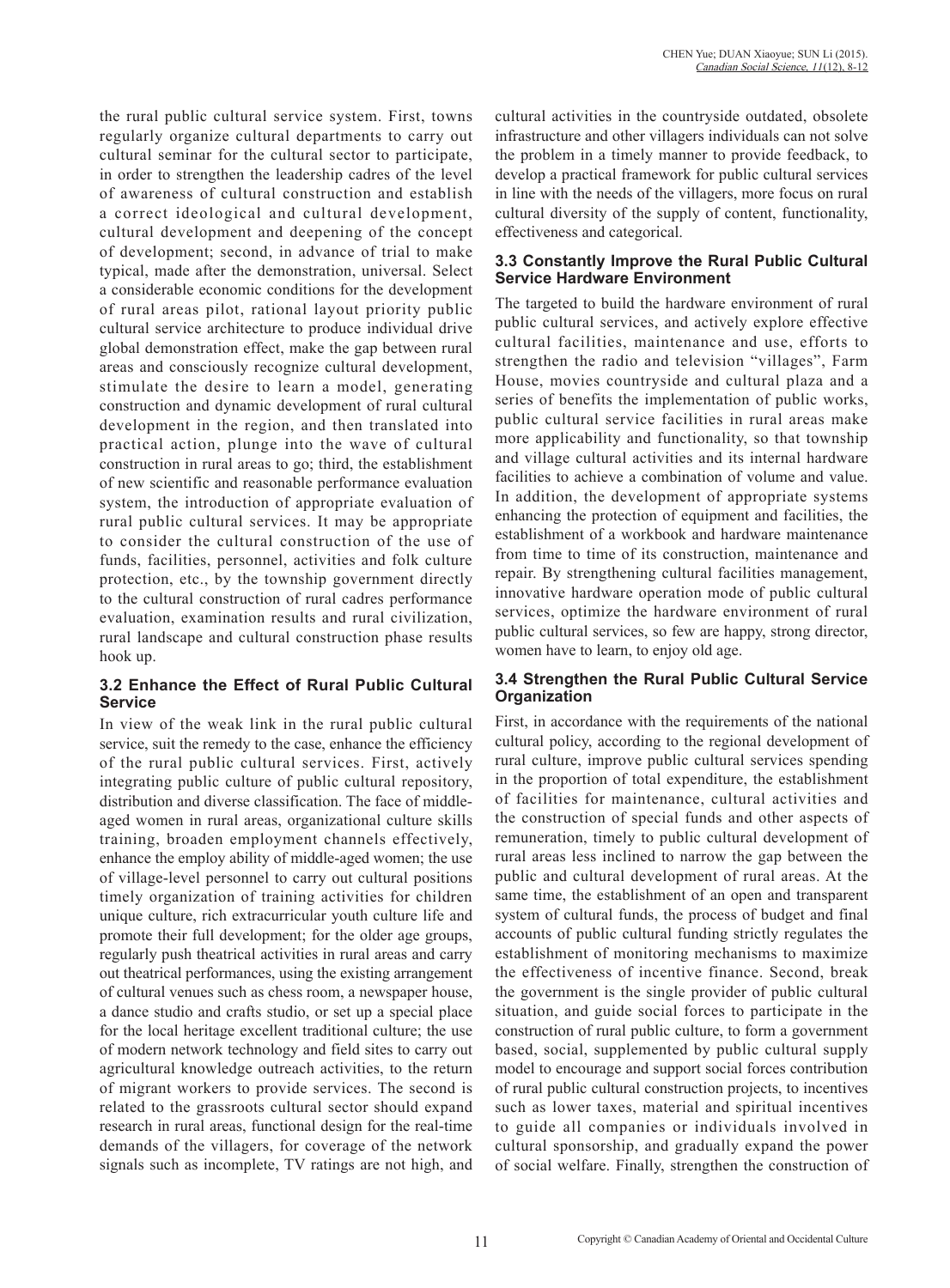the rural public cultural service system. First, towns regularly organize cultural departments to carry out cultural seminar for the cultural sector to participate, in order to strengthen the leadership cadres of the level of awareness of cultural construction and establish a correct ideological and cultural development, cultural development and deepening of the concept of development; second, in advance of trial to make typical, made after the demonstration, universal. Select a considerable economic conditions for the development of rural areas pilot, rational layout priority public cultural service architecture to produce individual drive global demonstration effect, make the gap between rural areas and consciously recognize cultural development, stimulate the desire to learn a model, generating construction and dynamic development of rural cultural development in the region, and then translated into practical action, plunge into the wave of cultural construction in rural areas to go; third, the establishment of new scientific and reasonable performance evaluation system, the introduction of appropriate evaluation of rural public cultural services. It may be appropriate to consider the cultural construction of the use of funds, facilities, personnel, activities and folk culture protection, etc., by the township government directly to the cultural construction of rural cadres performance evaluation, examination results and rural civilization, rural landscape and cultural construction phase results hook up.

### 3.2 Enhance the Effect of Rural Public Cultural Service

In view of the weak link in the rural public cultural service, suit the remedy to the case, enhance the efficiency of the rural public cultural services. First, actively integrating public culture of public cultural repository, distribution and diverse classification. The face of middle-aged women in rural areas, organizational culture skills training, broaden employment channels effectively, enhance the employ ability of middle-aged women; the use of village-level personnel to carry out cultural positions timely organization of training activities for children unique culture, rich extracurricular youth culture life and promote their full development; for the older age groups, regularly push theatrical activities in rural areas and carry out theatrical performances, using the existing arrangement of cultural venues such as chess room, a newspaper house, a dance studio and crafts studio, or set up a special place for the local heritage excellent traditional culture; the use of modern network technology and field sites to carry out agricultural knowledge outreach activities, to the return of migrant workers to provide services. The second is related to the grassroots cultural sector should expand research in rural areas, functional design for the real-time demands of the villagers, for coverage of the network signals such as incomplete, TV ratings are not high, and cultural activities in the countryside outdated, obsolete infrastructure and other villagers individuals can not solve the problem in a timely manner to provide feedback, to develop a practical framework for public cultural services in line with the needs of the villagers, more focus on rural cultural diversity of the supply of content, functionality, effectiveness and categorical.

### 3.3 Constantly Improve the Rural Public Cultural Service Hardware Environment

The targeted to build the hardware environment of rural public cultural services, and actively explore effective cultural facilities, maintenance and use, efforts to strengthen the radio and television "villages", Farm House, movies countryside and cultural plaza and a series of benefits the implementation of public works, public cultural service facilities in rural areas make more applicability and functionality, so that township and village cultural activities and its internal hardware facilities to achieve a combination of volume and value. In addition, the development of appropriate systems enhancing the protection of equipment and facilities, the establishment of a workbook and hardware maintenance from time to time of its construction, maintenance and repair. By strengthening cultural facilities management, innovative hardware operation mode of public cultural services, optimize the hardware environment of rural public cultural services, so few are happy, strong director, women have to learn, to enjoy old age.

### 3.4 Strengthen the Rural Public Cultural Service Organization

First, in accordance with the requirements of the national cultural policy, according to the regional development of rural culture, improve public cultural services spending in the proportion of total expenditure, the establishment of facilities for maintenance, cultural activities and the construction of special funds and other aspects of remuneration, timely to public cultural development of rural areas less inclined to narrow the gap between the public and cultural development of rural areas. At the same time, the establishment of an open and transparent system of cultural funds, the process of budget and final accounts of public cultural funding strictly regulates the establishment of monitoring mechanisms to maximize the effectiveness of incentive finance. Second, break the government is the single provider of public cultural situation, and guide social forces to participate in the construction of rural public culture, to form a government based, social, supplemented by public cultural supply model to encourage and support social forces contribution of rural public cultural construction projects, to incentives such as lower taxes, material and spiritual incentives to guide all companies or individuals involved in cultural sponsorship, and gradually expand the power of social welfare. Finally, strengthen the construction of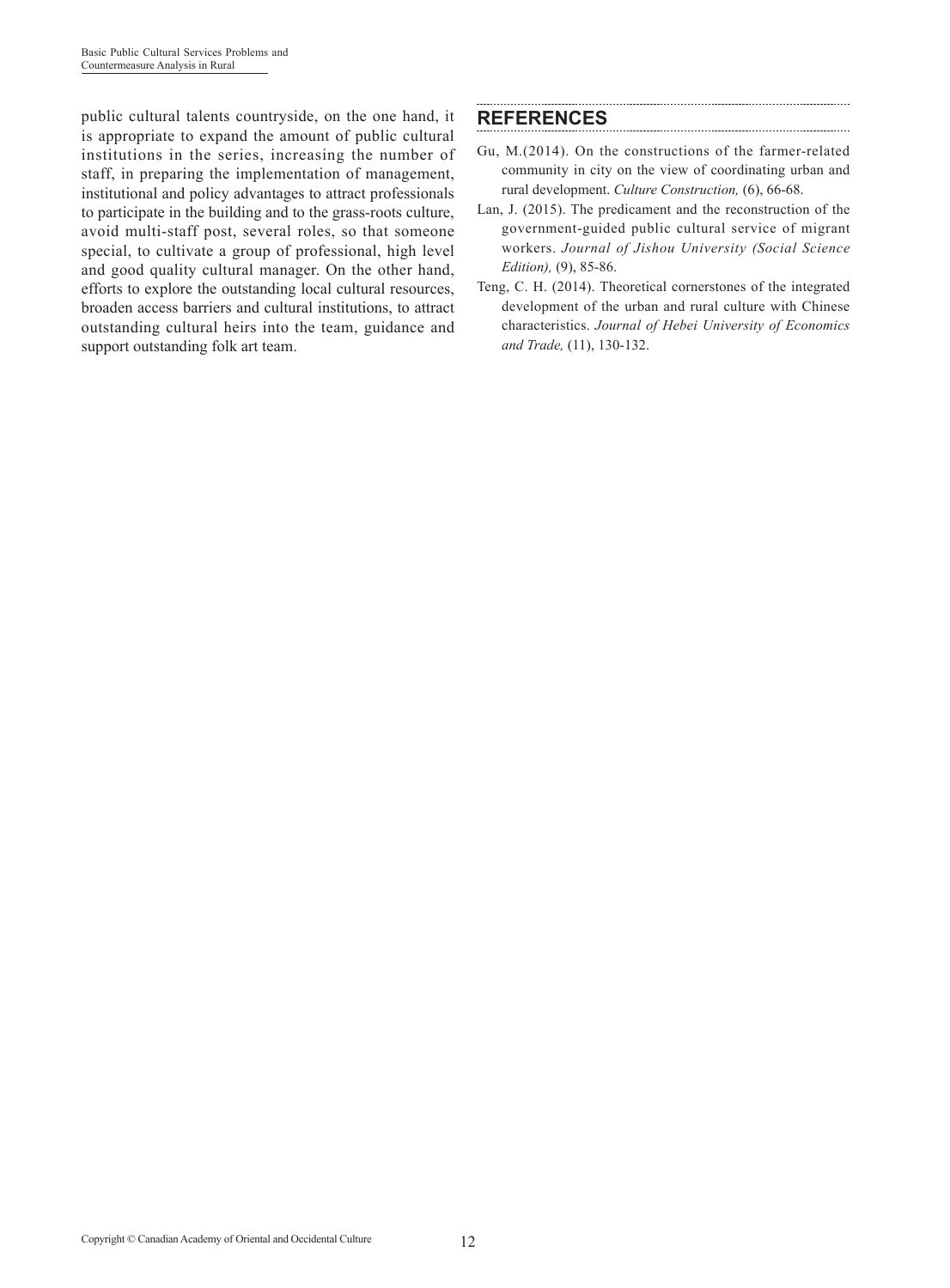public cultural talents countryside, on the one hand, it is appropriate to expand the amount of public cultural institutions in the series, increasing the number of staff, in preparing the implementation of management, institutional and policy advantages to attract professionals to participate in the building and to the grass-roots culture, avoid multi-staff post, several roles, so that someone special, to cultivate a group of professional, high level and good quality cultural manager. On the other hand, efforts to explore the outstanding local cultural resources, broaden access barriers and cultural institutions, to attract outstanding cultural heirs into the team, guidance and support outstanding folk art team.

## REFERENCES

Gu, M.(2014). On the constructions of the farmer-related community in city on the view of coordinating urban and rural development. *Culture Construction,* (6), 66-68.

Lan, J. (2015). The predicament and the reconstruction of the government-guided public cultural service of migrant workers. *Journal of Jishou University (Social Science Edition),* (9), 85-86.

Teng, C. H. (2014). Theoretical cornerstones of the integrated development of the urban and rural culture with Chinese characteristics. *Journal of Hebei University of Economics and Trade,* (11), 130-132.